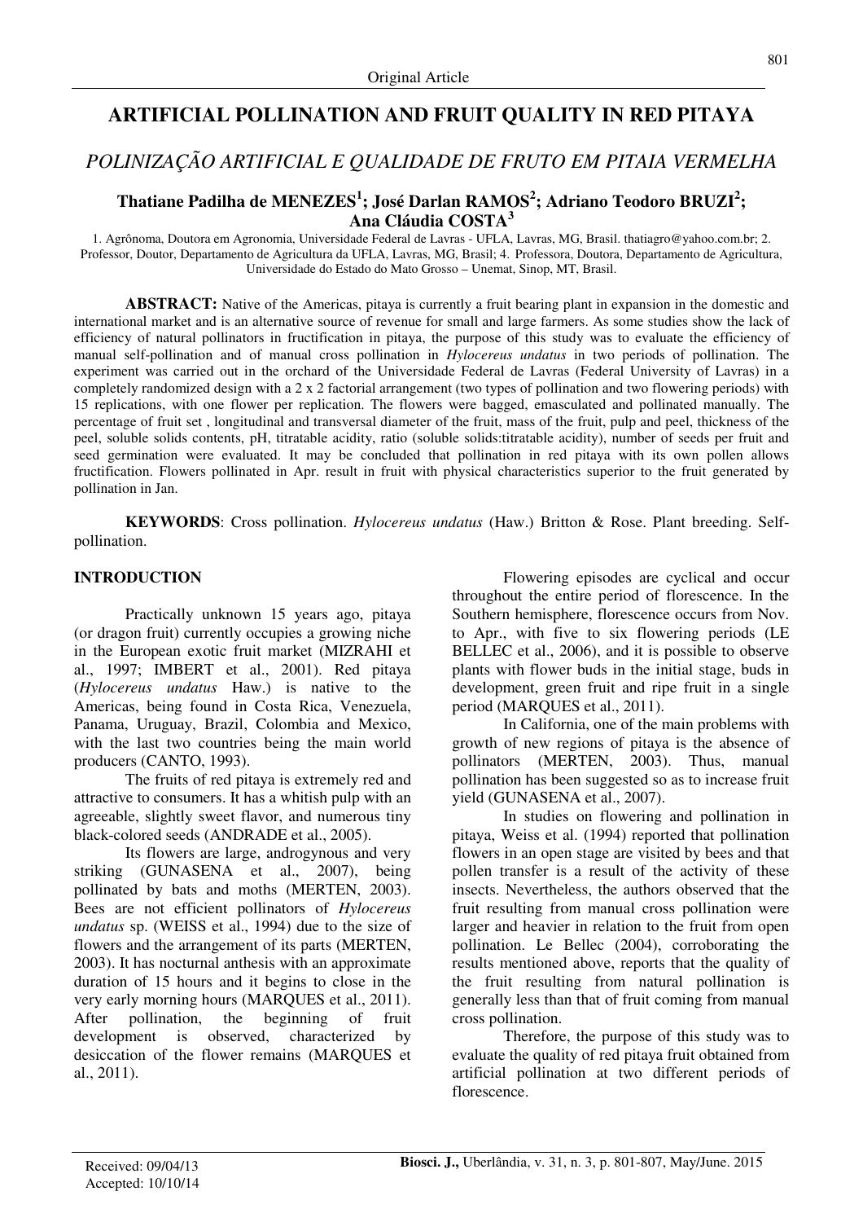Original Article

# ARTIFICIAL POLLINATION AND FRUIT QUALITY IN RED PITAYA

## *POLINIZAÇÃO ARTIFICIAL E QUALIDADE DE FRUTO EM PITAIA VERMELHA*

**Thatiane Padilha de MENEZES[1]; José Darlan RAMOS[2]; Adriano Teodoro BRUZI[2]; Ana Cláudia COSTA[3]**

1. Agrônoma, Doutora em Agronomia, Universidade Federal de Lavras - UFLA, Lavras, MG, Brasil. thatiagro@yahoo.com.br; 2. Professor, Doutor, Departamento de Agricultura da UFLA, Lavras, MG, Brasil; 4. Professora, Doutora, Departamento de Agricultura, Universidade do Estado do Mato Grosso – Unemat, Sinop, MT, Brasil.

**ABSTRACT:** Native of the Americas, pitaya is currently a fruit bearing plant in expansion in the domestic and international market and is an alternative source of revenue for small and large farmers. As some studies show the lack of efficiency of natural pollinators in fructification in pitaya, the purpose of this study was to evaluate the efficiency of manual self-pollination and of manual cross pollination in *Hylocereus undatus* in two periods of pollination. The experiment was carried out in the orchard of the Universidade Federal de Lavras (Federal University of Lavras) in a completely randomized design with a 2 x 2 factorial arrangement (two types of pollination and two flowering periods) with 15 replications, with one flower per replication. The flowers were bagged, emasculated and pollinated manually. The percentage of fruit set , longitudinal and transversal diameter of the fruit, mass of the fruit, pulp and peel, thickness of the peel, soluble solids contents, pH, titratable acidity, ratio (soluble solids:titratable acidity), number of seeds per fruit and seed germination were evaluated. It may be concluded that pollination in red pitaya with its own pollen allows fructification. Flowers pollinated in Apr. result in fruit with physical characteristics superior to the fruit generated by pollination in Jan.

**KEYWORDS**: Cross pollination. *Hylocereus undatus* (Haw.) Britton & Rose. Plant breeding. Self-pollination.

## INTRODUCTION

Practically unknown 15 years ago, pitaya (or dragon fruit) currently occupies a growing niche in the European exotic fruit market (MIZRAHI et al., 1997; IMBERT et al., 2001). Red pitaya (*Hylocereus undatus* Haw.) is native to the Americas, being found in Costa Rica, Venezuela, Panama, Uruguay, Brazil, Colombia and Mexico, with the last two countries being the main world producers (CANTO, 1993).

The fruits of red pitaya is extremely red and attractive to consumers. It has a whitish pulp with an agreeable, slightly sweet flavor, and numerous tiny black-colored seeds (ANDRADE et al., 2005).

Its flowers are large, androgynous and very striking (GUNASENA et al., 2007), being pollinated by bats and moths (MERTEN, 2003). Bees are not efficient pollinators of *Hylocereus undatus* sp. (WEISS et al., 1994) due to the size of flowers and the arrangement of its parts (MERTEN, 2003). It has nocturnal anthesis with an approximate duration of 15 hours and it begins to close in the very early morning hours (MARQUES et al., 2011). After pollination, the beginning of fruit development is observed, characterized by desiccation of the flower remains (MARQUES et al., 2011).

Flowering episodes are cyclical and occur throughout the entire period of florescence. In the Southern hemisphere, florescence occurs from Nov. to Apr., with five to six flowering periods (LE BELLEC et al., 2006), and it is possible to observe plants with flower buds in the initial stage, buds in development, green fruit and ripe fruit in a single period (MARQUES et al., 2011).

In California, one of the main problems with growth of new regions of pitaya is the absence of pollinators (MERTEN, 2003). Thus, manual pollination has been suggested so as to increase fruit yield (GUNASENA et al., 2007).

In studies on flowering and pollination in pitaya, Weiss et al. (1994) reported that pollination flowers in an open stage are visited by bees and that pollen transfer is a result of the activity of these insects. Nevertheless, the authors observed that the fruit resulting from manual cross pollination were larger and heavier in relation to the fruit from open pollination. Le Bellec (2004), corroborating the results mentioned above, reports that the quality of the fruit resulting from natural pollination is generally less than that of fruit coming from manual cross pollination.

Therefore, the purpose of this study was to evaluate the quality of red pitaya fruit obtained from artificial pollination at two different periods of florescence.

Received: 09/04/13
Accepted: 10/10/14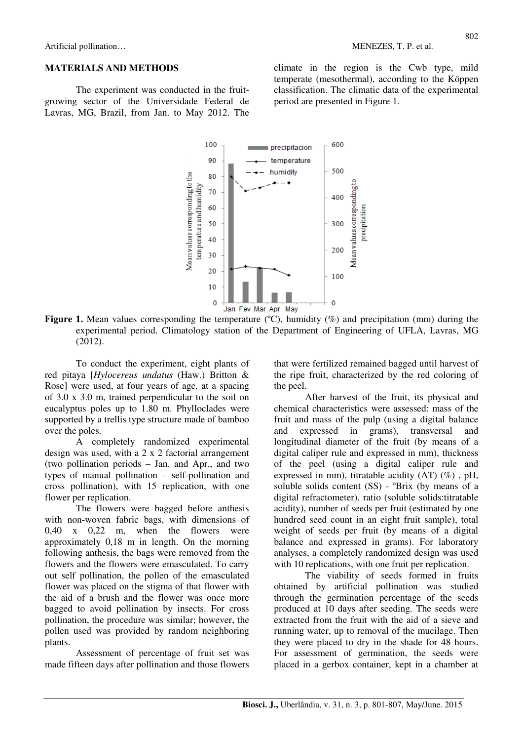## MATERIALS AND METHODS

The experiment was conducted in the fruit-growing sector of the Universidade Federal de Lavras, MG, Brazil, from Jan. to May 2012. The climate in the region is the Cwb type, mild temperate (mesothermal), according to the Köppen classification. The climatic data of the experimental period are presented in Figure 1.

**Figure 1.** Mean values corresponding the temperature (ºC), humidity (%) and precipitation (mm) during the experimental period. Climatology station of the Department of Engineering of UFLA, Lavras, MG (2012).

To conduct the experiment, eight plants of red pitaya [*Hylocereus undatus* (Haw.) Britton & Rose] were used, at four years of age, at a spacing of 3.0 x 3.0 m, trained perpendicular to the soil on eucalyptus poles up to 1.80 m. Phylloclades were supported by a trellis type structure made of bamboo over the poles.

A completely randomized experimental design was used, with a 2 x 2 factorial arrangement (two pollination periods – Jan. and Apr., and two types of manual pollination – self-pollination and cross pollination), with 15 replication, with one flower per replication.

The flowers were bagged before anthesis with non-woven fabric bags, with dimensions of 0,40 x 0,22 m, when the flowers were approximately 0,18 m in length. On the morning following anthesis, the bags were removed from the flowers and the flowers were emasculated. To carry out self pollination, the pollen of the emasculated flower was placed on the stigma of that flower with the aid of a brush and the flower was once more bagged to avoid pollination by insects. For cross pollination, the procedure was similar; however, the pollen used was provided by random neighboring plants.

Assessment of percentage of fruit set was made fifteen days after pollination and those flowers that were fertilized remained bagged until harvest of the ripe fruit, characterized by the red coloring of the peel.

After harvest of the fruit, its physical and chemical characteristics were assessed: mass of the fruit and mass of the pulp (using a digital balance and expressed in grams), transversal and longitudinal diameter of the fruit (by means of a digital caliper rule and expressed in mm), thickness of the peel (using a digital caliper rule and expressed in mm), titratable acidity (AT) (%) , pH, soluble solids content (SS) - ºBrix (by means of a digital refractometer), ratio (soluble solids:titratable acidity), number of seeds per fruit (estimated by one hundred seed count in an eight fruit sample), total weight of seeds per fruit (by means of a digital balance and expressed in grams). For laboratory analyses, a completely randomized design was used with 10 replications, with one fruit per replication.

The viability of seeds formed in fruits obtained by artificial pollination was studied through the germination percentage of the seeds produced at 10 days after seeding. The seeds were extracted from the fruit with the aid of a sieve and running water, up to removal of the mucilage. Then they were placed to dry in the shade for 48 hours. For assessment of germination, the seeds were placed in a gerbox container, kept in a chamber at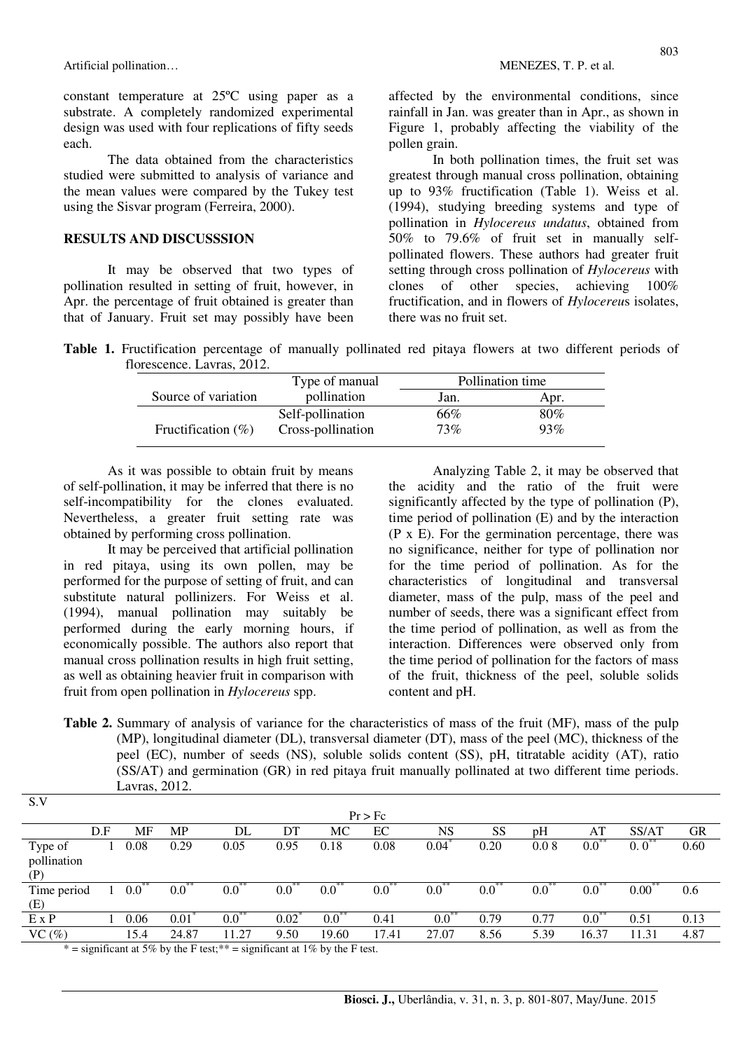constant temperature at 25ºC using paper as a substrate. A completely randomized experimental design was used with four replications of fifty seeds each.

The data obtained from the characteristics studied were submitted to analysis of variance and the mean values were compared by the Tukey test using the Sisvar program (Ferreira, 2000).

## RESULTS AND DISCUSSSION

It may be observed that two types of pollination resulted in setting of fruit, however, in Apr. the percentage of fruit obtained is greater than that of January. Fruit set may possibly have been affected by the environmental conditions, since rainfall in Jan. was greater than in Apr., as shown in Figure 1, probably affecting the viability of the pollen grain.

In both pollination times, the fruit set was greatest through manual cross pollination, obtaining up to 93% fructification (Table 1). Weiss et al. (1994), studying breeding systems and type of pollination in *Hylocereus undatus*, obtained from 50% to 79.6% of fruit set in manually self-pollinated flowers. These authors had greater fruit setting through cross pollination of *Hylocereus* with clones of other species, achieving 100% fructification, and in flowers of *Hylocereus* isolates, there was no fruit set.

**Table 1.** Fructification percentage of manually pollinated red pitaya flowers at two different periods of florescence. Lavras, 2012.

| Source of variation | Type of manual pollination | Pollination time | |
|---|---|---|---|
| | | Jan. | Apr. |
| Fructification (%) | Self-pollination | 66% | 80% |
| | Cross-pollination | 73% | 93% |

As it was possible to obtain fruit by means of self-pollination, it may be inferred that there is no self-incompatibility for the clones evaluated. Nevertheless, a greater fruit setting rate was obtained by performing cross pollination.

It may be perceived that artificial pollination in red pitaya, using its own pollen, may be performed for the purpose of setting of fruit, and can substitute natural pollinizers. For Weiss et al. (1994), manual pollination may suitably be performed during the early morning hours, if economically possible. The authors also report that manual cross pollination results in high fruit setting, as well as obtaining heavier fruit in comparison with fruit from open pollination in *Hylocereus* spp.

Analyzing Table 2, it may be observed that the acidity and the ratio of the fruit were significantly affected by the type of pollination (P), time period of pollination (E) and by the interaction (P x E). For the germination percentage, there was no significance, neither for type of pollination nor for the time period of pollination. As for the characteristics of longitudinal and transversal diameter, mass of the pulp, mass of the peel and number of seeds, there was a significant effect from the time period of pollination, as well as from the interaction. Differences were observed only from the time period of pollination for the factors of mass of the fruit, thickness of the peel, soluble solids content and pH.

**Table 2.** Summary of analysis of variance for the characteristics of mass of the fruit (MF), mass of the pulp (MP), longitudinal diameter (DL), transversal diameter (DT), mass of the peel (MC), thickness of the peel (EC), number of seeds (NS), soluble solids content (SS), pH, titratable acidity (AT), ratio (SS/AT) and germination (GR) in red pitaya fruit manually pollinated at two different time periods. Lavras, 2012.

| S.V | D.F | Pr > Fc | | | | | | | | | | | |
|---|---|---|---|---|---|---|---|---|---|---|---|---|---|
| | | MF | MP | DL | DT | MC | EC | NS | SS | pH | AT | SS/AT | GR |
| Type of pollination (P) | 1 | 0.08 | 0.29 | 0.05 | 0.95 | 0.18 | 0.08 | 0.04* | 0.20 | 0.0 8 | 0.0** | 0. 0** | 0.60 |
| Time period (E) | 1 | 0.0** | 0.0** | 0.0** | 0.0** | 0.0** | 0.0** | 0.0** | 0.0** | 0.0** | 0.0** | 0.00** | 0.6 |
| E x P | 1 | 0.06 | 0.01* | 0.0** | 0.02* | 0.0** | 0.41 | 0.0** | 0.79 | 0.77 | 0.0** | 0.51 | 0.13 |
| VC (%) | | 15.4 | 24.87 | 11.27 | 9.50 | 19.60 | 17.41 | 27.07 | 8.56 | 5.39 | 16.37 | 11.31 | 4.87 |

\* = significant at 5% by the F test;** = significant at 1% by the F test.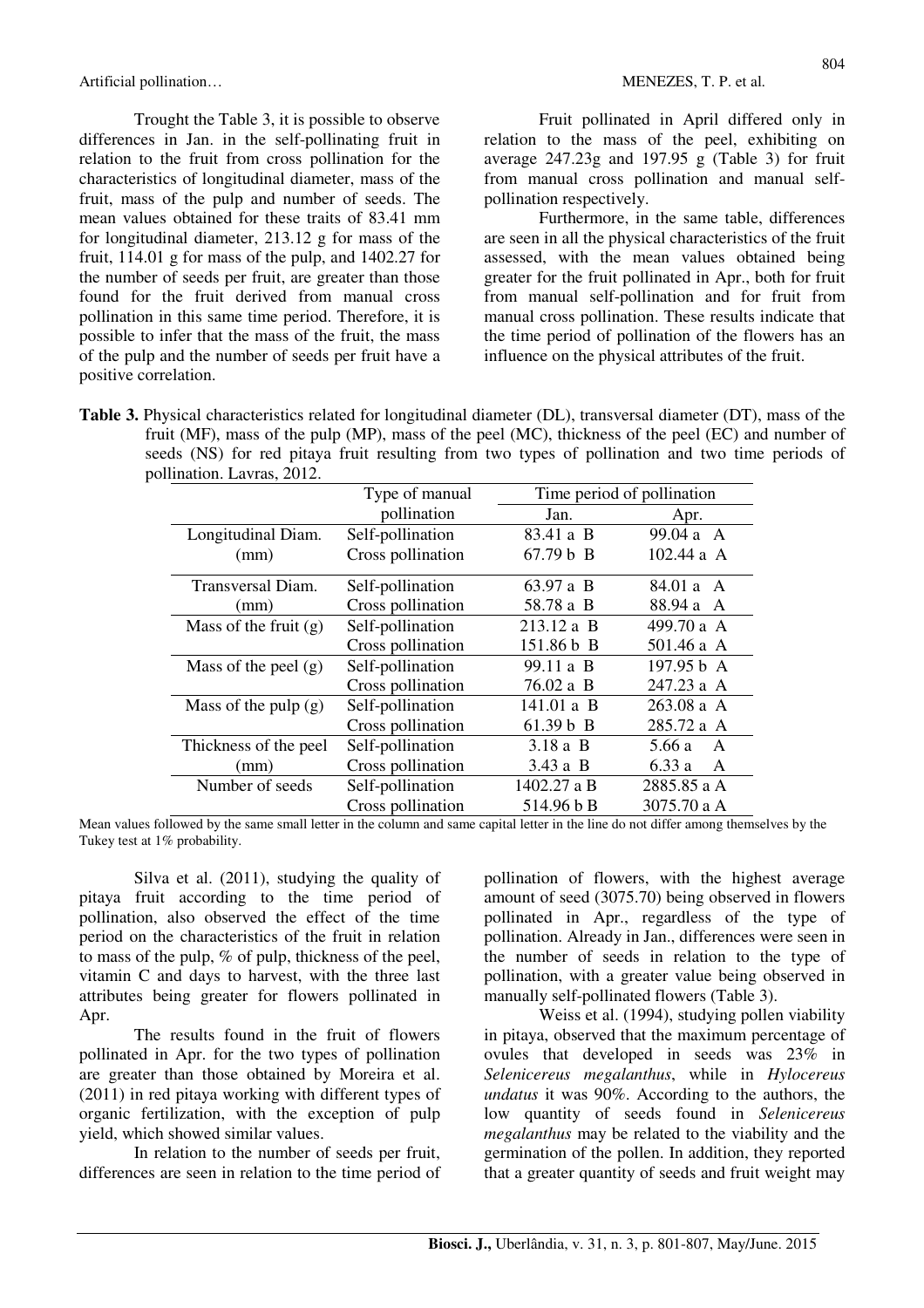Trought the Table 3, it is possible to observe differences in Jan. in the self-pollinating fruit in relation to the fruit from cross pollination for the characteristics of longitudinal diameter, mass of the fruit, mass of the pulp and number of seeds. The mean values obtained for these traits of 83.41 mm for longitudinal diameter, 213.12 g for mass of the fruit, 114.01 g for mass of the pulp, and 1402.27 for the number of seeds per fruit, are greater than those found for the fruit derived from manual cross pollination in this same time period. Therefore, it is possible to infer that the mass of the fruit, the mass of the pulp and the number of seeds per fruit have a positive correlation.

Fruit pollinated in April differed only in relation to the mass of the peel, exhibiting on average 247.23g and 197.95 g (Table 3) for fruit from manual cross pollination and manual self-pollination respectively.

Furthermore, in the same table, differences are seen in all the physical characteristics of the fruit assessed, with the mean values obtained being greater for the fruit pollinated in Apr., both for fruit from manual self-pollination and for fruit from manual cross pollination. These results indicate that the time period of pollination of the flowers has an influence on the physical attributes of the fruit.

**Table 3.** Physical characteristics related for longitudinal diameter (DL), transversal diameter (DT), mass of the fruit (MF), mass of the pulp (MP), mass of the peel (MC), thickness of the peel (EC) and number of seeds (NS) for red pitaya fruit resulting from two types of pollination and two time periods of pollination. Lavras, 2012.

| | Type of manual pollination | Time period of pollination | |
|---|---|---|---|
| | | Jan. | Apr. |
| Longitudinal Diam. (mm) | Self-pollination | 83.41 a B | 99.04 a A |
| | Cross pollination | 67.79 b B | 102.44 a A |
| Transversal Diam. (mm) | Self-pollination | 63.97 a B | 84.01 a A |
| | Cross pollination | 58.78 a B | 88.94 a A |
| Mass of the fruit (g) | Self-pollination | 213.12 a B | 499.70 a A |
| | Cross pollination | 151.86 b B | 501.46 a A |
| Mass of the peel (g) | Self-pollination | 99.11 a B | 197.95 b A |
| | Cross pollination | 76.02 a B | 247.23 a A |
| Mass of the pulp (g) | Self-pollination | 141.01 a B | 263.08 a A |
| | Cross pollination | 61.39 b B | 285.72 a A |
| Thickness of the peel (mm) | Self-pollination | 3.18 a B | 5.66 a A |
| | Cross pollination | 3.43 a B | 6.33 a A |
| Number of seeds | Self-pollination | 1402.27 a B | 2885.85 a A |
| | Cross pollination | 514.96 b B | 3075.70 a A |

Mean values followed by the same small letter in the column and same capital letter in the line do not differ among themselves by the Tukey test at 1% probability.

Silva et al. (2011), studying the quality of pitaya fruit according to the time period of pollination, also observed the effect of the time period on the characteristics of the fruit in relation to mass of the pulp, % of pulp, thickness of the peel, vitamin C and days to harvest, with the three last attributes being greater for flowers pollinated in Apr.

The results found in the fruit of flowers pollinated in Apr. for the two types of pollination are greater than those obtained by Moreira et al. (2011) in red pitaya working with different types of organic fertilization, with the exception of pulp yield, which showed similar values.

In relation to the number of seeds per fruit, differences are seen in relation to the time period of pollination of flowers, with the highest average amount of seed (3075.70) being observed in flowers pollinated in Apr., regardless of the type of pollination. Already in Jan., differences were seen in the number of seeds in relation to the type of pollination, with a greater value being observed in manually self-pollinated flowers (Table 3).

Weiss et al. (1994), studying pollen viability in pitaya, observed that the maximum percentage of ovules that developed in seeds was 23% in *Selenicereus megalanthus*, while in *Hylocereus undatus* it was 90%. According to the authors, the low quantity of seeds found in *Selenicereus megalanthus* may be related to the viability and the germination of the pollen. In addition, they reported that a greater quantity of seeds and fruit weight may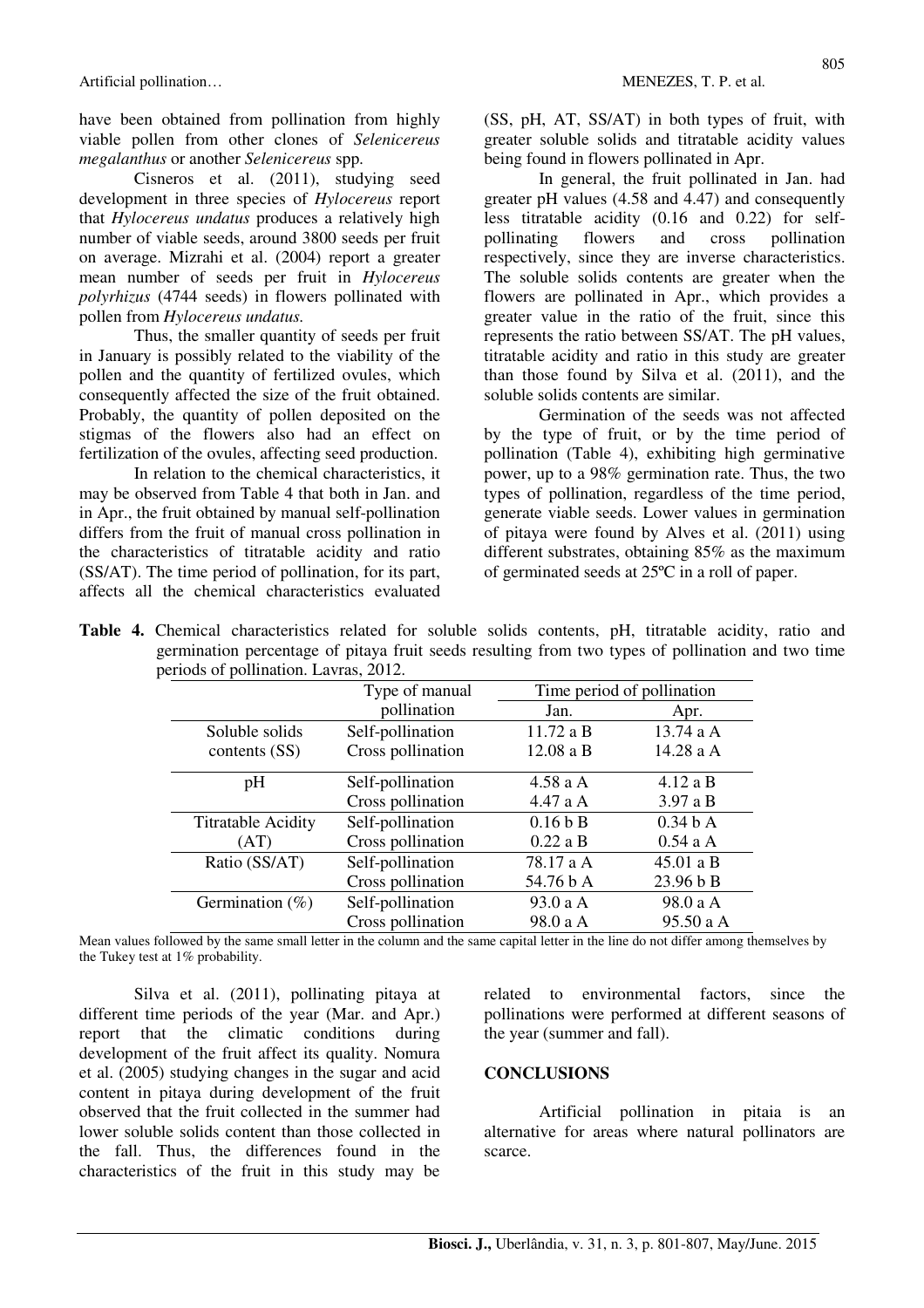have been obtained from pollination from highly viable pollen from other clones of *Selenicereus megalanthus* or another *Selenicereus* spp.

Cisneros et al. (2011), studying seed development in three species of *Hylocereus* report that *Hylocereus undatus* produces a relatively high number of viable seeds, around 3800 seeds per fruit on average. Mizrahi et al. (2004) report a greater mean number of seeds per fruit in *Hylocereus polyrhizus* (4744 seeds) in flowers pollinated with pollen from *Hylocereus undatus.*

Thus, the smaller quantity of seeds per fruit in January is possibly related to the viability of the pollen and the quantity of fertilized ovules, which consequently affected the size of the fruit obtained. Probably, the quantity of pollen deposited on the stigmas of the flowers also had an effect on fertilization of the ovules, affecting seed production.

In relation to the chemical characteristics, it may be observed from Table 4 that both in Jan. and in Apr., the fruit obtained by manual self-pollination differs from the fruit of manual cross pollination in the characteristics of titratable acidity and ratio (SS/AT). The time period of pollination, for its part, affects all the chemical characteristics evaluated (SS, pH, AT, SS/AT) in both types of fruit, with greater soluble solids and titratable acidity values being found in flowers pollinated in Apr.

In general, the fruit pollinated in Jan. had greater pH values (4.58 and 4.47) and consequently less titratable acidity (0.16 and 0.22) for self-pollinating flowers and cross pollination respectively, since they are inverse characteristics. The soluble solids contents are greater when the flowers are pollinated in Apr., which provides a greater value in the ratio of the fruit, since this represents the ratio between SS/AT. The pH values, titratable acidity and ratio in this study are greater than those found by Silva et al. (2011), and the soluble solids contents are similar.

Germination of the seeds was not affected by the type of fruit, or by the time period of pollination (Table 4), exhibiting high germinative power, up to a 98% germination rate. Thus, the two types of pollination, regardless of the time period, generate viable seeds. Lower values in germination of pitaya were found by Alves et al. (2011) using different substrates, obtaining 85% as the maximum of germinated seeds at 25ºC in a roll of paper.

**Table 4.** Chemical characteristics related for soluble solids contents, pH, titratable acidity, ratio and germination percentage of pitaya fruit seeds resulting from two types of pollination and two time periods of pollination. Lavras, 2012.

| | Type of manual pollination | Time period of pollination | |
|---|---|---|---|
| | | Jan. | Apr. |
| Soluble solids contents (SS) | Self-pollination | 11.72 a B | 13.74 a A |
| | Cross pollination | 12.08 a B | 14.28 a A |
| pH | Self-pollination | 4.58 a A | 4.12 a B |
| | Cross pollination | 4.47 a A | 3.97 a B |
| Titratable Acidity (AT) | Self-pollination | 0.16 b B | 0.34 b A |
| | Cross pollination | 0.22 a B | 0.54 a A |
| Ratio (SS/AT) | Self-pollination | 78.17 a A | 45.01 a B |
| | Cross pollination | 54.76 b A | 23.96 b B |
| Germination (%) | Self-pollination | 93.0 a A | 98.0 a A |
| | Cross pollination | 98.0 a A | 95.50 a A |

Mean values followed by the same small letter in the column and the same capital letter in the line do not differ among themselves by the Tukey test at 1% probability.

Silva et al. (2011), pollinating pitaya at different time periods of the year (Mar. and Apr.) report that the climatic conditions during development of the fruit affect its quality. Nomura et al. (2005) studying changes in the sugar and acid content in pitaya during development of the fruit observed that the fruit collected in the summer had lower soluble solids content than those collected in the fall. Thus, the differences found in the characteristics of the fruit in this study may be related to environmental factors, since the pollinations were performed at different seasons of the year (summer and fall).

## CONCLUSIONS

Artificial pollination in pitaia is an alternative for areas where natural pollinators are scarce.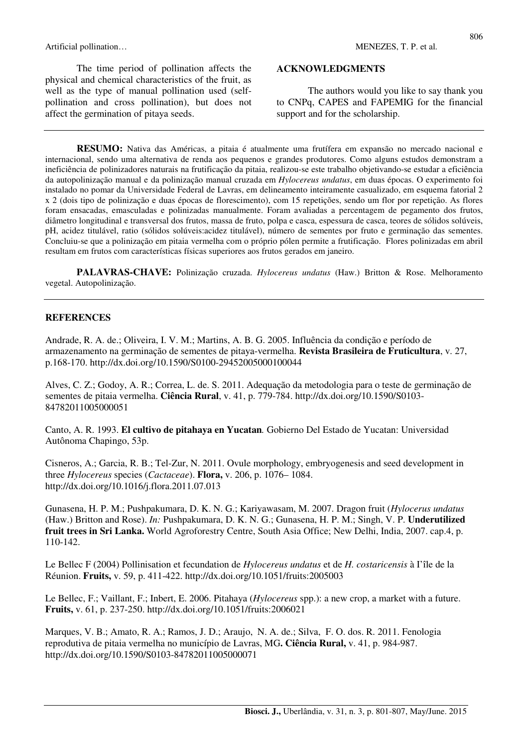The time period of pollination affects the physical and chemical characteristics of the fruit, as well as the type of manual pollination used (self-pollination and cross pollination), but does not affect the germination of pitaya seeds.

## ACKNOWLEDGMENTS

The authors would you like to say thank you to CNPq, CAPES and FAPEMIG for the financial support and for the scholarship.

**RESUMO:** Nativa das Américas, a pitaia é atualmente uma frutífera em expansão no mercado nacional e internacional, sendo uma alternativa de renda aos pequenos e grandes produtores. Como alguns estudos demonstram a ineficiência de polinizadores naturais na frutificação da pitaia, realizou-se este trabalho objetivando-se estudar a eficiência da autopolinização manual e da polinização manual cruzada em *Hylocereus undatus*, em duas épocas. O experimento foi instalado no pomar da Universidade Federal de Lavras, em delineamento inteiramente casualizado, em esquema fatorial 2 x 2 (dois tipo de polinização e duas épocas de florescimento), com 15 repetições, sendo um flor por repetição. As flores foram ensacadas, emasculadas e polinizadas manualmente. Foram avaliadas a percentagem de pegamento dos frutos, diâmetro longitudinal e transversal dos frutos, massa de fruto, polpa e casca, espessura de casca, teores de sólidos solúveis, pH, acidez titulável, ratio (sólidos solúveis:acidez titulável), número de sementes por fruto e germinação das sementes. Concluiu-se que a polinização em pitaia vermelha com o próprio pólen permite a frutificação. Flores polinizadas em abril resultam em frutos com características físicas superiores aos frutos gerados em janeiro.

**PALAVRAS-CHAVE:** Polinização cruzada. *Hylocereus undatus* (Haw.) Britton & Rose. Melhoramento vegetal. Autopolinização.

## REFERENCES

Andrade, R. A. de.; Oliveira, I. V. M.; Martins, A. B. G. 2005. Influência da condição e período de armazenamento na germinação de sementes de pitaya-vermelha. **Revista Brasileira de Fruticultura**, v. 27, p.168-170. http://dx.doi.org/10.1590/S0100-29452005000100044

Alves, C. Z.; Godoy, A. R.; Correa, L. de. S. 2011. Adequação da metodologia para o teste de germinação de sementes de pitaia vermelha. **Ciência Rural**, v. 41, p. 779-784. http://dx.doi.org/10.1590/S0103-84782011005000051

Canto, A. R. 1993. **El cultivo de pitahaya en Yucatan***.* Gobierno Del Estado de Yucatan: Universidad Autônoma Chapingo, 53p.

Cisneros, A.; Garcia, R. B.; Tel-Zur, N. 2011. Ovule morphology, embryogenesis and seed development in three *Hylocereus* species (*Cactaceae*). **Flora,** v. 206, p. 1076– 1084. http://dx.doi.org/10.1016/j.flora.2011.07.013

Gunasena, H. P. M.; Pushpakumara, D. K. N. G.; Kariyawasam, M. 2007. Dragon fruit (*Hylocerus undatus* (Haw.) Britton and Rose). *In:* Pushpakumara, D. K. N. G.; Gunasena, H. P. M.; Singh, V. P. **Underutilized fruit trees in Sri Lanka.** World Agroforestry Centre, South Asia Office; New Delhi, India, 2007. cap.4, p. 110-142.

Le Bellec F (2004) Pollinisation et fecundation de *Hylocereus undatus* et de *H. costaricensis* à I'île de la Réunion. **Fruits,** v. 59, p. 411-422. http://dx.doi.org/10.1051/fruits:2005003

Le Bellec, F.; Vaillant, F.; Inbert, E. 2006. Pitahaya (*Hylocereus* spp.): a new crop, a market with a future. **Fruits,** v. 61, p. 237-250. http://dx.doi.org/10.1051/fruits:2006021

Marques, V. B.; Amato, R. A.; Ramos, J. D.; Araujo, N. A. de.; Silva, F. O. dos. R. 2011. Fenologia reprodutiva de pitaia vermelha no município de Lavras, MG**. Ciência Rural,** v. 41, p. 984-987. http://dx.doi.org/10.1590/S0103-84782011005000071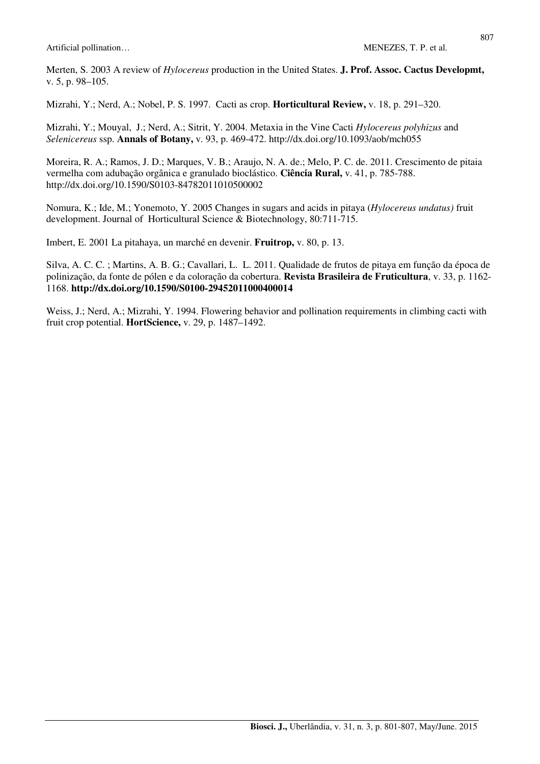Merten, S. 2003 A review of *Hylocereus* production in the United States. **J. Prof. Assoc. Cactus Developmt,** v. 5, p. 98–105.

Mizrahi, Y.; Nerd, A.; Nobel, P. S. 1997. Cacti as crop. **Horticultural Review,** v. 18, p. 291–320.

Mizrahi, Y.; Mouyal, J.; Nerd, A.; Sitrit, Y. 2004. Metaxia in the Vine Cacti *Hylocereus polyhizus* and *Selenicereus* ssp. **Annals of Botany,** v. 93, p. 469-472. http://dx.doi.org/10.1093/aob/mch055

Moreira, R. A.; Ramos, J. D.; Marques, V. B.; Araujo, N. A. de.; Melo, P. C. de. 2011. Crescimento de pitaia vermelha com adubação orgânica e granulado bioclástico. **Ciência Rural,** v. 41, p. 785-788. http://dx.doi.org/10.1590/S0103-84782011010500002

Nomura, K.; Ide, M.; Yonemoto, Y. 2005 Changes in sugars and acids in pitaya (*Hylocereus undatus)* fruit development. Journal of Horticultural Science & Biotechnology, 80:711-715.

Imbert, E. 2001 La pitahaya, un marché en devenir. **Fruitrop,** v. 80, p. 13.

Silva, A. C. C. ; Martins, A. B. G.; Cavallari, L. L. 2011. Qualidade de frutos de pitaya em função da época de polinização, da fonte de pólen e da coloração da cobertura. **Revista Brasileira de Fruticultura**, v. 33, p. 1162-1168. **http://dx.doi.org/10.1590/S0100-29452011000400014**

Weiss, J.; Nerd, A.; Mizrahi, Y. 1994. Flowering behavior and pollination requirements in climbing cacti with fruit crop potential. **HortScience,** v. 29, p. 1487–1492.